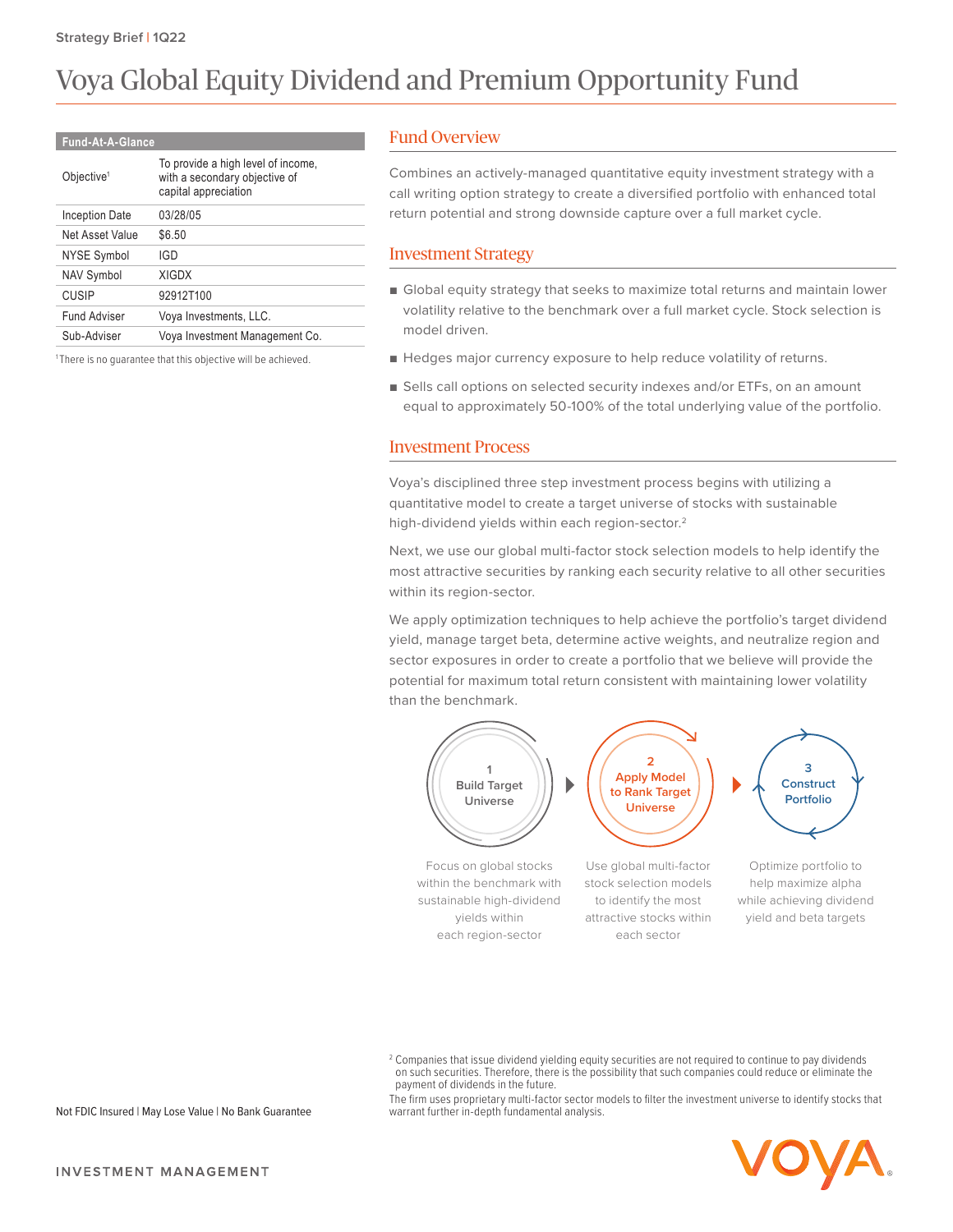Strategy Brief | 1Q22

# Voya Global Equity Dividend and Premium Opportunity Fund

| Fund-At-A-Glance | |
|---|---|
| Objective[1] | To provide a high level of income, with a secondary objective of capital appreciation |
| Inception Date | 03/28/05 |
| Net Asset Value | $6.50 |
| NYSE Symbol | IGD |
| NAV Symbol | XIGDX |
| CUSIP | 92912T100 |
| Fund Adviser | Voya Investments, LLC. |
| Sub-Adviser | Voya Investment Management Co. |

[1] There is no guarantee that this objective will be achieved.

## Fund Overview

Combines an actively-managed quantitative equity investment strategy with a call writing option strategy to create a diversified portfolio with enhanced total return potential and strong downside capture over a full market cycle.

## Investment Strategy

- Global equity strategy that seeks to maximize total returns and maintain lower volatility relative to the benchmark over a full market cycle. Stock selection is model driven.
- Hedges major currency exposure to help reduce volatility of returns.
- Sells call options on selected security indexes and/or ETFs, on an amount equal to approximately 50-100% of the total underlying value of the portfolio.

## Investment Process

Voya's disciplined three step investment process begins with utilizing a quantitative model to create a target universe of stocks with sustainable high-dividend yields within each region-sector.[2]

Next, we use our global multi-factor stock selection models to help identify the most attractive securities by ranking each security relative to all other securities within its region-sector.

We apply optimization techniques to help achieve the portfolio's target dividend yield, manage target beta, determine active weights, and neutralize region and sector exposures in order to create a portfolio that we believe will provide the potential for maximum total return consistent with maintaining lower volatility than the benchmark.

**1 Build Target Universe** — Focus on global stocks within the benchmark with sustainable high-dividend yields within each region-sector

**2 Apply Model to Rank Target Universe** — Use global multi-factor stock selection models to identify the most attractive stocks within each sector

**3 Construct Portfolio** — Optimize portfolio to help maximize alpha while achieving dividend yield and beta targets

[2] Companies that issue dividend yielding equity securities are not required to continue to pay dividends on such securities. Therefore, there is the possibility that such companies could reduce or eliminate the payment of dividends in the future.

The firm uses proprietary multi-factor sector models to filter the investment universe to identify stocks that warrant further in-depth fundamental analysis.

Not FDIC Insured | May Lose Value | No Bank Guarantee

INVESTMENT MANAGEMENT

VOYA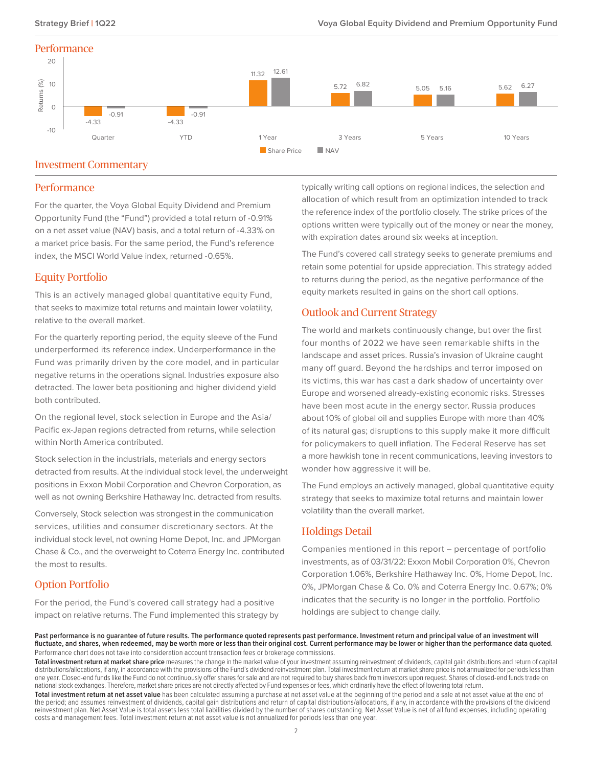## Performance

| | Quarter | YTD | 1 Year | 3 Years | 5 Years | 10 Years |
|---|---|---|---|---|---|---|
| Share Price | -4.33 | -4.33 | 11.32 | 5.72 | 5.05 | 5.62 |
| NAV | -0.91 | -0.91 | 12.61 | 6.82 | 5.16 | 6.27 |

Returns (%)

## Investment Commentary

### Performance

For the quarter, the Voya Global Equity Dividend and Premium Opportunity Fund (the "Fund") provided a total return of -0.91% on a net asset value (NAV) basis, and a total return of -4.33% on a market price basis. For the same period, the Fund's reference index, the MSCI World Value index, returned -0.65%.

### Equity Portfolio

This is an actively managed global quantitative equity Fund, that seeks to maximize total returns and maintain lower volatility, relative to the overall market.

For the quarterly reporting period, the equity sleeve of the Fund underperformed its reference index. Underperformance in the Fund was primarily driven by the core model, and in particular negative returns in the operations signal. Industries exposure also detracted. The lower beta positioning and higher dividend yield both contributed.

On the regional level, stock selection in Europe and the Asia/Pacific ex-Japan regions detracted from returns, while selection within North America contributed.

Stock selection in the industrials, materials and energy sectors detracted from results. At the individual stock level, the underweight positions in Exxon Mobil Corporation and Chevron Corporation, as well as not owning Berkshire Hathaway Inc. detracted from results.

Conversely, Stock selection was strongest in the communication services, utilities and consumer discretionary sectors. At the individual stock level, not owning Home Depot, Inc. and JPMorgan Chase & Co., and the overweight to Coterra Energy Inc. contributed the most to results.

### Option Portfolio

For the period, the Fund's covered call strategy had a positive impact on relative returns. The Fund implemented this strategy by typically writing call options on regional indices, the selection and allocation of which result from an optimization intended to track the reference index of the portfolio closely. The strike prices of the options written were typically out of the money or near the money, with expiration dates around six weeks at inception.

The Fund's covered call strategy seeks to generate premiums and retain some potential for upside appreciation. This strategy added to returns during the period, as the negative performance of the equity markets resulted in gains on the short call options.

### Outlook and Current Strategy

The world and markets continuously change, but over the first four months of 2022 we have seen remarkable shifts in the landscape and asset prices. Russia's invasion of Ukraine caught many off guard. Beyond the hardships and terror imposed on its victims, this war has cast a dark shadow of uncertainty over Europe and worsened already-existing economic risks. Stresses have been most acute in the energy sector. Russia produces about 10% of global oil and supplies Europe with more than 40% of its natural gas; disruptions to this supply make it more difficult for policymakers to quell inflation. The Federal Reserve has set a more hawkish tone in recent communications, leaving investors to wonder how aggressive it will be.

The Fund employs an actively managed, global quantitative equity strategy that seeks to maximize total returns and maintain lower volatility than the overall market.

### Holdings Detail

Companies mentioned in this report – percentage of portfolio investments, as of 03/31/22: Exxon Mobil Corporation 0%, Chevron Corporation 1.06%, Berkshire Hathaway Inc. 0%, Home Depot, Inc. 0%, JPMorgan Chase & Co. 0% and Coterra Energy Inc. 0.67%; 0% indicates that the security is no longer in the portfolio. Portfolio holdings are subject to change daily.

**Past performance is no guarantee of future results. The performance quoted represents past performance. Investment return and principal value of an investment will fluctuate, and shares, when redeemed, may be worth more or less than their original cost. Current performance may be lower or higher than the performance data quoted**. Performance chart does not take into consideration account transaction fees or brokerage commissions.

**Total investment return at market share price** measures the change in the market value of your investment assuming reinvestment of dividends, capital gain distributions and return of capital distributions/allocations, if any, in accordance with the provisions of the Fund's dividend reinvestment plan. Total investment return at market share price is not annualized for periods less than one year. Closed-end funds like the Fund do not continuously offer shares for sale and are not required to buy shares back from investors upon request. Shares of closed-end funds trade on national stock exchanges. Therefore, market share prices are not directly affected by Fund expenses or fees, which ordinarily have the effect of lowering total return.

**Total investment return at net asset value** has been calculated assuming a purchase at net asset value at the beginning of the period and a sale at net asset value at the end of the period; and assumes reinvestment of dividends, capital gain distributions and return of capital distributions/allocations, if any, in accordance with the provisions of the dividend reinvestment plan. Net Asset Value is total assets less total liabilities divided by the number of shares outstanding. Net Asset Value is net of all fund expenses, including operating costs and management fees. Total investment return at net asset value is not annualized for periods less than one year.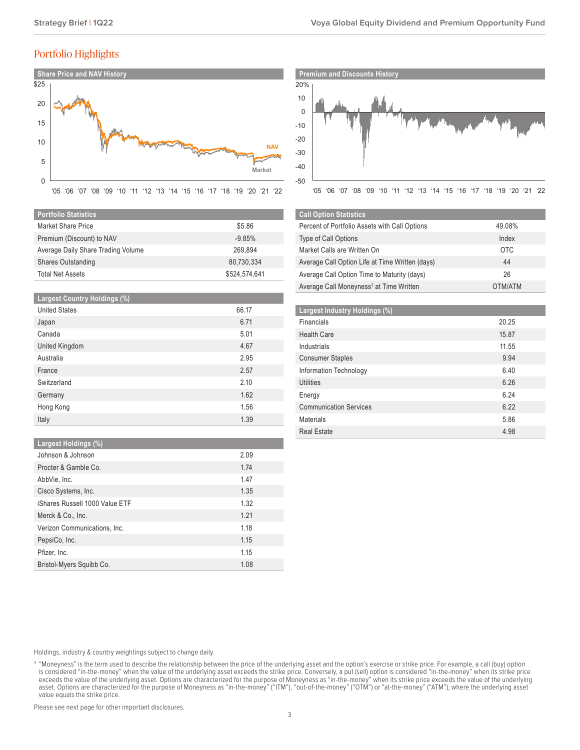## Portfolio Highlights

**Share Price and NAV History**

**Premium and Discounts History**

| Portfolio Statistics | |
|---|---|
| Market Share Price | $5.86 |
| Premium (Discount) to NAV | -9.85% |
| Average Daily Share Trading Volume | 269,894 |
| Shares Outstanding | 80,730,334 |
| Total Net Assets | $524,574,641 |

| Call Option Statistics | |
|---|---|
| Percent of Portfolio Assets with Call Options | 49.08% |
| Type of Call Options | Index |
| Market Calls are Written On | OTC |
| Average Call Option Life at Time Written (days) | 44 |
| Average Call Option Time to Maturity (days) | 26 |
| Average Call Moneyness[3] at Time Written | OTM/ATM |

| Largest Country Holdings (%) | |
|---|---|
| United States | 66.17 |
| Japan | 6.71 |
| Canada | 5.01 |
| United Kingdom | 4.67 |
| Australia | 2.95 |
| France | 2.57 |
| Switzerland | 2.10 |
| Germany | 1.62 |
| Hong Kong | 1.56 |
| Italy | 1.39 |

| Largest Industry Holdings (%) | |
|---|---|
| Financials | 20.25 |
| Health Care | 15.87 |
| Industrials | 11.55 |
| Consumer Staples | 9.94 |
| Information Technology | 6.40 |
| Utilities | 6.26 |
| Energy | 6.24 |
| Communication Services | 6.22 |
| Materials | 5.86 |
| Real Estate | 4.98 |

| Largest Holdings (%) | |
|---|---|
| Johnson & Johnson | 2.09 |
| Procter & Gamble Co. | 1.74 |
| AbbVie, Inc. | 1.47 |
| Cisco Systems, Inc. | 1.35 |
| iShares Russell 1000 Value ETF | 1.32 |
| Merck & Co., Inc. | 1.21 |
| Verizon Communications, Inc. | 1.18 |
| PepsiCo, Inc. | 1.15 |
| Pfizer, Inc. | 1.15 |
| Bristol-Myers Squibb Co. | 1.08 |

Holdings, industry & country weightings subject to change daily.

[3] "Moneyness" is the term used to describe the relationship between the price of the underlying asset and the option's exercise or strike price. For example, a call (buy) option is considered "in-the-money" when the value of the underlying asset exceeds the strike price. Conversely, a put (sell) option is considered "in-the-money" when its strike price exceeds the value of the underlying asset. Options are characterized for the purpose of Moneyness as "in-the-money" when its strike price exceeds the value of the underlying asset. Options are characterized for the purpose of Moneyness as "in-the-money" ("ITM"), "out-of-the-money" ("OTM") or "at-the-money" ("ATM"), where the underlying asset value equals the strike price.

Please see next page for other important disclosures.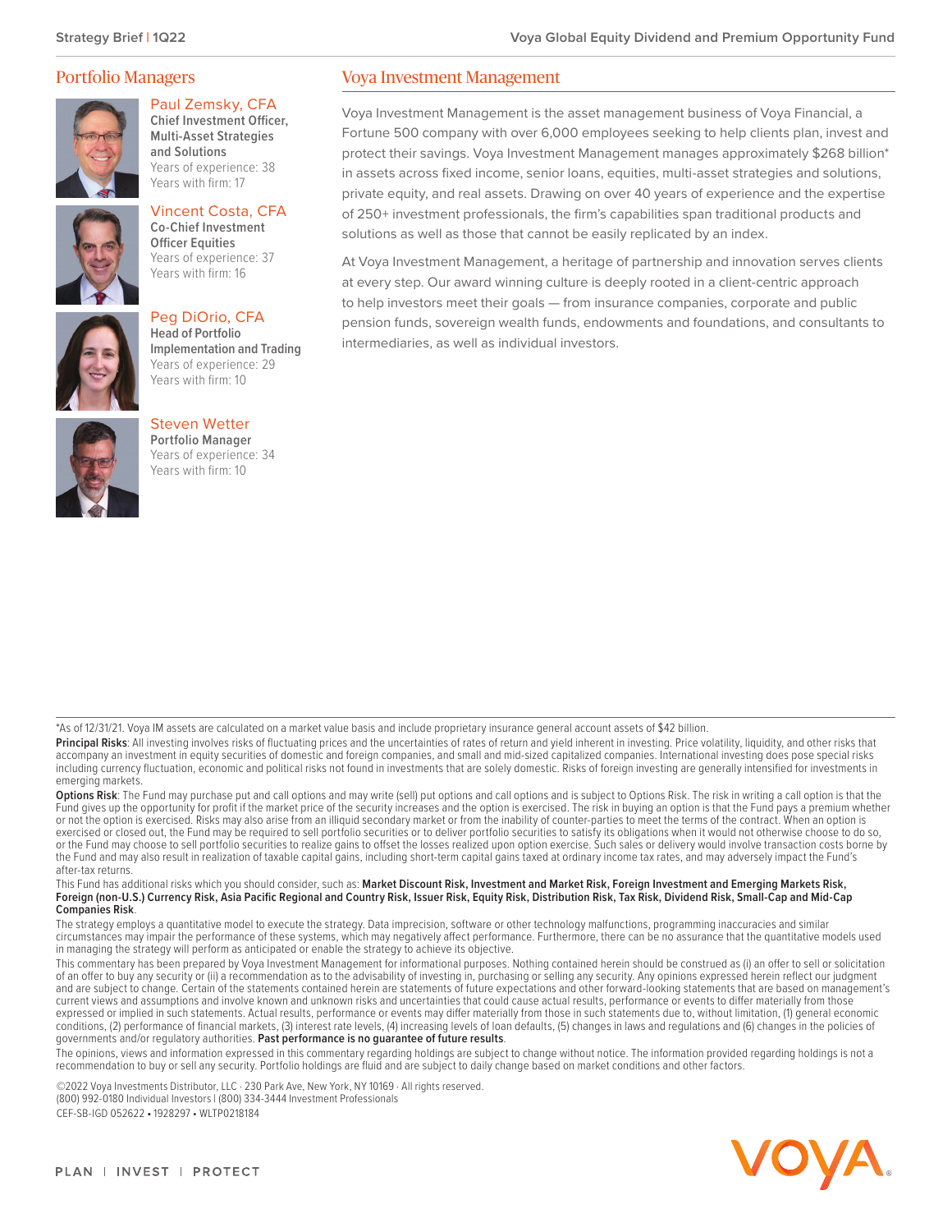## Portfolio Managers

**Paul Zemsky, CFA**
Chief Investment Officer, Multi-Asset Strategies and Solutions
Years of experience: 38
Years with firm: 17

**Vincent Costa, CFA**
Co-Chief Investment Officer Equities
Years of experience: 37
Years with firm: 16

**Peg DiOrio, CFA**
Head of Portfolio Implementation and Trading
Years of experience: 29
Years with firm: 10

**Steven Wetter**
Portfolio Manager
Years of experience: 34
Years with firm: 10

## Voya Investment Management

Voya Investment Management is the asset management business of Voya Financial, a Fortune 500 company with over 6,000 employees seeking to help clients plan, invest and protect their savings. Voya Investment Management manages approximately $268 billion* in assets across fixed income, senior loans, equities, multi-asset strategies and solutions, private equity, and real assets. Drawing on over 40 years of experience and the expertise of 250+ investment professionals, the firm's capabilities span traditional products and solutions as well as those that cannot be easily replicated by an index.

At Voya Investment Management, a heritage of partnership and innovation serves clients at every step. Our award winning culture is deeply rooted in a client-centric approach to help investors meet their goals — from insurance companies, corporate and public pension funds, sovereign wealth funds, endowments and foundations, and consultants to intermediaries, as well as individual investors.

*As of 12/31/21. Voya IM assets are calculated on a market value basis and include proprietary insurance general account assets of $42 billion.

**Principal Risks**: All investing involves risks of fluctuating prices and the uncertainties of rates of return and yield inherent in investing. Price volatility, liquidity, and other risks that accompany an investment in equity securities of domestic and foreign companies, and small and mid-sized capitalized companies. International investing does pose special risks including currency fluctuation, economic and political risks not found in investments that are solely domestic. Risks of foreign investing are generally intensified for investments in emerging markets.

**Options Risk**: The Fund may purchase put and call options and may write (sell) put options and call options and is subject to Options Risk. The risk in writing a call option is that the Fund gives up the opportunity for profit if the market price of the security increases and the option is exercised. The risk in buying an option is that the Fund pays a premium whether or not the option is exercised. Risks may also arise from an illiquid secondary market or from the inability of counter-parties to meet the terms of the contract. When an option is exercised or closed out, the Fund may be required to sell portfolio securities or to deliver portfolio securities to satisfy its obligations when it would not otherwise choose to do so, or the Fund may choose to sell portfolio securities to realize gains to offset the losses realized upon option exercise. Such sales or delivery would involve transaction costs borne by the Fund and may also result in realization of taxable capital gains, including short-term capital gains taxed at ordinary income tax rates, and may adversely impact the Fund's after-tax returns.

This Fund has additional risks which you should consider, such as: **Market Discount Risk, Investment and Market Risk, Foreign Investment and Emerging Markets Risk, Foreign (non-U.S.) Currency Risk, Asia Pacific Regional and Country Risk, Issuer Risk, Equity Risk, Distribution Risk, Tax Risk, Dividend Risk, Small-Cap and Mid-Cap Companies Risk**.

The strategy employs a quantitative model to execute the strategy. Data imprecision, software or other technology malfunctions, programming inaccuracies and similar circumstances may impair the performance of these systems, which may negatively affect performance. Furthermore, there can be no assurance that the quantitative models used in managing the strategy will perform as anticipated or enable the strategy to achieve its objective.

This commentary has been prepared by Voya Investment Management for informational purposes. Nothing contained herein should be construed as (i) an offer to sell or solicitation of an offer to buy any security or (ii) a recommendation as to the advisability of investing in, purchasing or selling any security. Any opinions expressed herein reflect our judgment and are subject to change. Certain of the statements contained herein are statements of future expectations and other forward-looking statements that are based on management's current views and assumptions and involve known and unknown risks and uncertainties that could cause actual results, performance or events to differ materially from those expressed or implied in such statements. Actual results, performance or events may differ materially from those in such statements due to, without limitation, (1) general economic conditions, (2) performance of financial markets, (3) interest rate levels, (4) increasing levels of loan defaults, (5) changes in laws and regulations and (6) changes in the policies of governments and/or regulatory authorities. **Past performance is no guarantee of future results**.

The opinions, views and information expressed in this commentary regarding holdings are subject to change without notice. The information provided regarding holdings is not a recommendation to buy or sell any security. Portfolio holdings are fluid and are subject to daily change based on market conditions and other factors.

©2022 Voya Investments Distributor, LLC · 230 Park Ave, New York, NY 10169 · All rights reserved.
(800) 992-0180 Individual Investors | (800) 334-3444 Investment Professionals
CEF-SB-IGD 052622 • 1928297 • WLTP0218184

PLAN | INVEST | PROTECT

VOYA